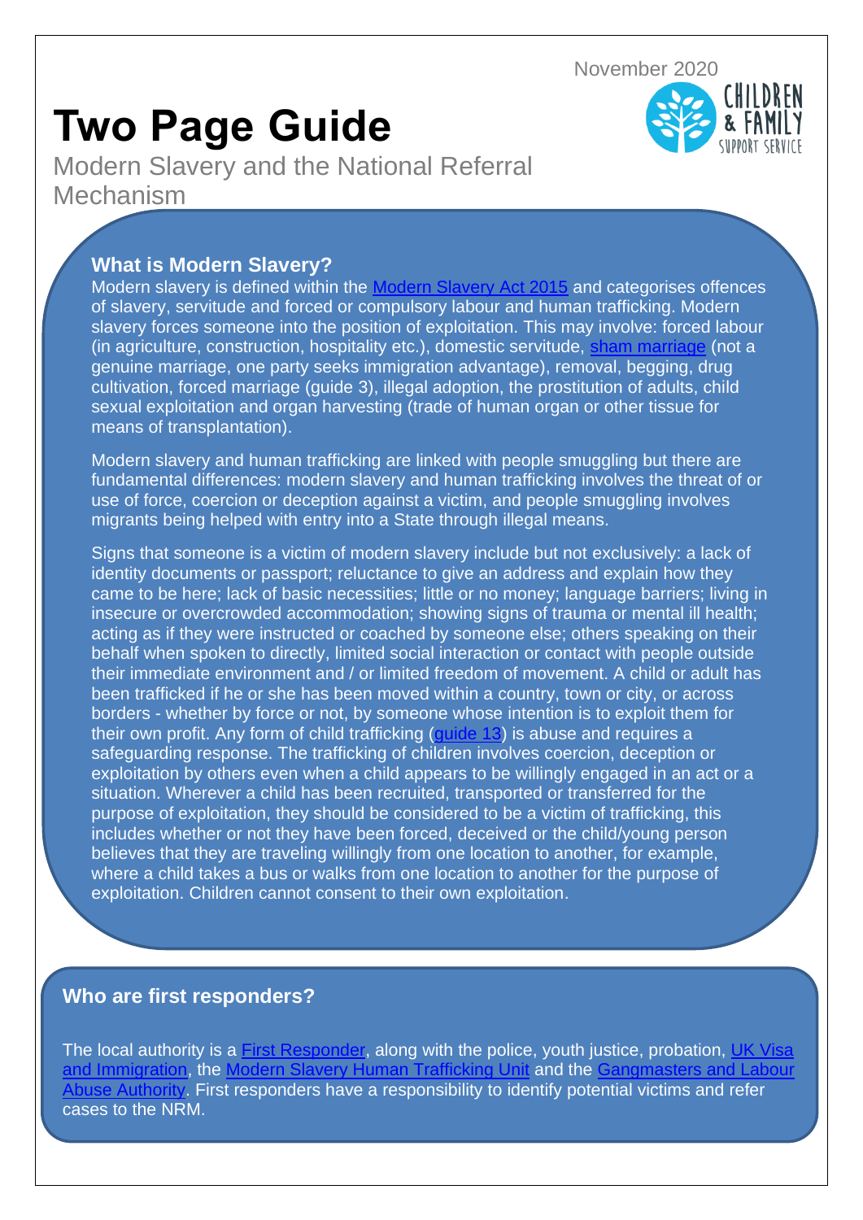November 2020

# Two Page Guide

Modern Slavery and the National Referral Mechanism

## What is Modern Slavery?

Modern slavery is defined within the Modern Slavery Act 2015 and categorises offences of slavery, servitude and forced or compulsory labour and human trafficking. Modern slavery forces someone into the position of exploitation. This may involve: forced labour (in agriculture, construction, hospitality etc.), domestic servitude, sham marriage (not a genuine marriage, one party seeks immigration advantage), removal, begging, drug cultivation, forced marriage (guide 3), illegal adoption, the prostitution of adults, child sexual exploitation and organ harvesting (trade of human organ or other tissue for means of transplantation).

Modern slavery and human trafficking are linked with people smuggling but there are fundamental differences: modern slavery and human trafficking involves the threat of or use of force, coercion or deception against a victim, and people smuggling involves migrants being helped with entry into a State through illegal means.

Signs that someone is a victim of modern slavery include but not exclusively: a lack of identity documents or passport; reluctance to give an address and explain how they came to be here; lack of basic necessities; little or no money; language barriers; living in insecure or overcrowded accommodation; showing signs of trauma or mental ill health; acting as if they were instructed or coached by someone else; others speaking on their behalf when spoken to directly, limited social interaction or contact with people outside their immediate environment and / or limited freedom of movement. A child or adult has been trafficked if he or she has been moved within a country, town or city, or across borders - whether by force or not, by someone whose intention is to exploit them for their own profit. Any form of child trafficking (guide 13) is abuse and requires a safeguarding response. The trafficking of children involves coercion, deception or exploitation by others even when a child appears to be willingly engaged in an act or a situation. Wherever a child has been recruited, transported or transferred for the purpose of exploitation, they should be considered to be a victim of trafficking, this includes whether or not they have been forced, deceived or the child/young person believes that they are traveling willingly from one location to another, for example, where a child takes a bus or walks from one location to another for the purpose of exploitation. Children cannot consent to their own exploitation.

## Who are first responders?

The local authority is a First Responder, along with the police, youth justice, probation, UK Visa and Immigration, the Modern Slavery Human Trafficking Unit and the Gangmasters and Labour Abuse Authority. First responders have a responsibility to identify potential victims and refer cases to the NRM.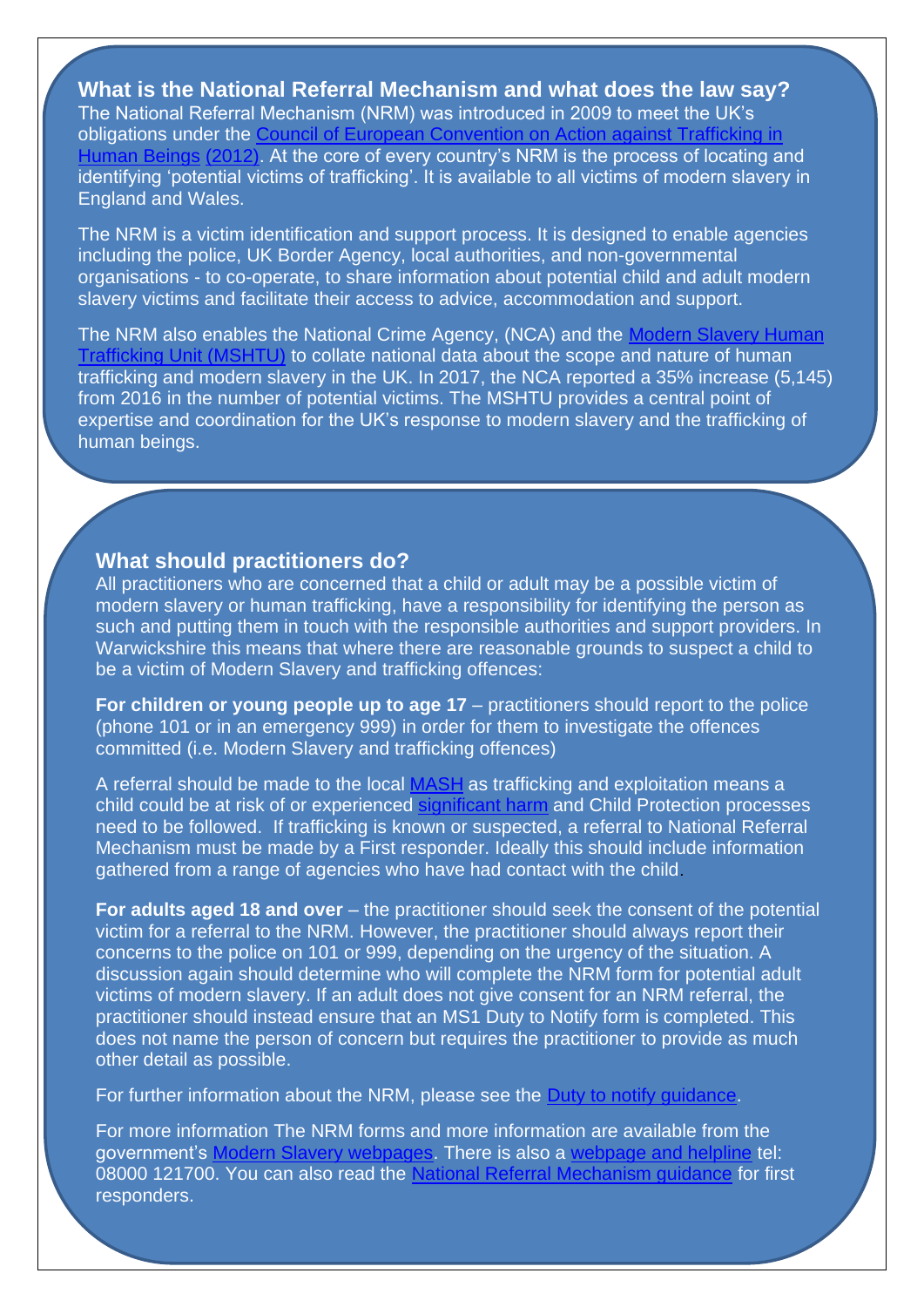## What is the National Referral Mechanism and what does the law say?

The National Referral Mechanism (NRM) was introduced in 2009 to meet the UK's obligations under the Council of European Convention on Action against Trafficking in Human Beings (2012). At the core of every country's NRM is the process of locating and identifying 'potential victims of trafficking'. It is available to all victims of modern slavery in England and Wales.

The NRM is a victim identification and support process. It is designed to enable agencies including the police, UK Border Agency, local authorities, and non-governmental organisations - to co-operate, to share information about potential child and adult modern slavery victims and facilitate their access to advice, accommodation and support.

The NRM also enables the National Crime Agency, (NCA) and the Modern Slavery Human Trafficking Unit (MSHTU) to collate national data about the scope and nature of human trafficking and modern slavery in the UK. In 2017, the NCA reported a 35% increase (5,145) from 2016 in the number of potential victims. The MSHTU provides a central point of expertise and coordination for the UK's response to modern slavery and the trafficking of human beings.

## What should practitioners do?

All practitioners who are concerned that a child or adult may be a possible victim of modern slavery or human trafficking, have a responsibility for identifying the person as such and putting them in touch with the responsible authorities and support providers. In Warwickshire this means that where there are reasonable grounds to suspect a child to be a victim of Modern Slavery and trafficking offences:

**For children or young people up to age 17** – practitioners should report to the police (phone 101 or in an emergency 999) in order for them to investigate the offences committed (i.e. Modern Slavery and trafficking offences)

A referral should be made to the local MASH as trafficking and exploitation means a child could be at risk of or experienced significant harm and Child Protection processes need to be followed. If trafficking is known or suspected, a referral to National Referral Mechanism must be made by a First responder. Ideally this should include information gathered from a range of agencies who have had contact with the child.

**For adults aged 18 and over** – the practitioner should seek the consent of the potential victim for a referral to the NRM. However, the practitioner should always report their concerns to the police on 101 or 999, depending on the urgency of the situation. A discussion again should determine who will complete the NRM form for potential adult victims of modern slavery. If an adult does not give consent for an NRM referral, the practitioner should instead ensure that an MS1 Duty to Notify form is completed. This does not name the person of concern but requires the practitioner to provide as much other detail as possible.

For further information about the NRM, please see the Duty to notify guidance.

For more information The NRM forms and more information are available from the government's Modern Slavery webpages. There is also a webpage and helpline tel: 08000 121700. You can also read the National Referral Mechanism guidance for first responders.